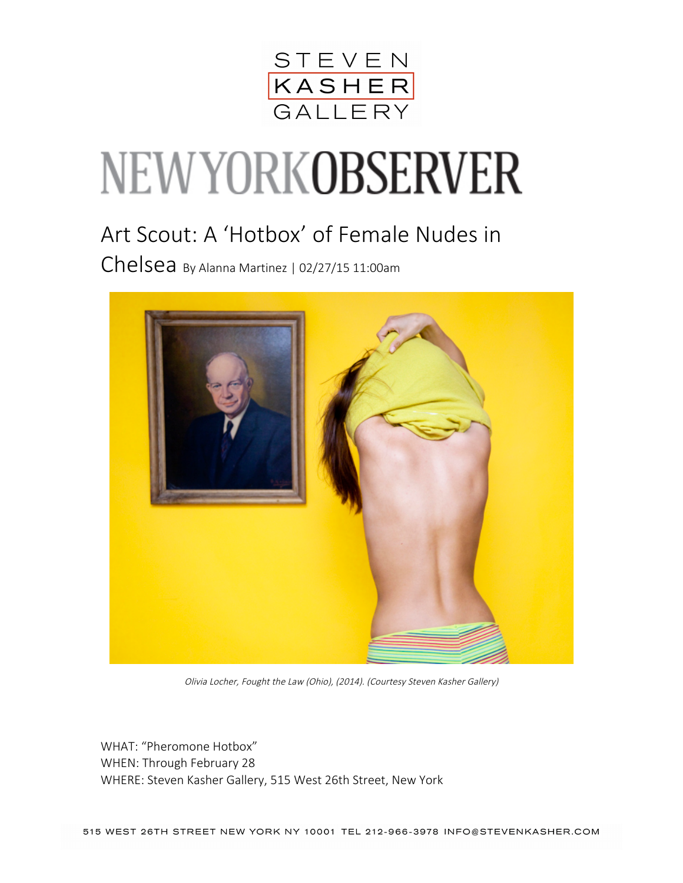STEVEN KASHER GALLERY

NEW YORK OBSERVER

# Art Scout: A 'Hotbox' of Female Nudes in Chelsea

By Alanna Martinez | 02/27/15 11:00am

*Olivia Locher, Fought the Law (Ohio), (2014). (Courtesy Steven Kasher Gallery)*

WHAT: "Pheromone Hotbox"
WHEN: Through February 28
WHERE: Steven Kasher Gallery, 515 West 26th Street, New York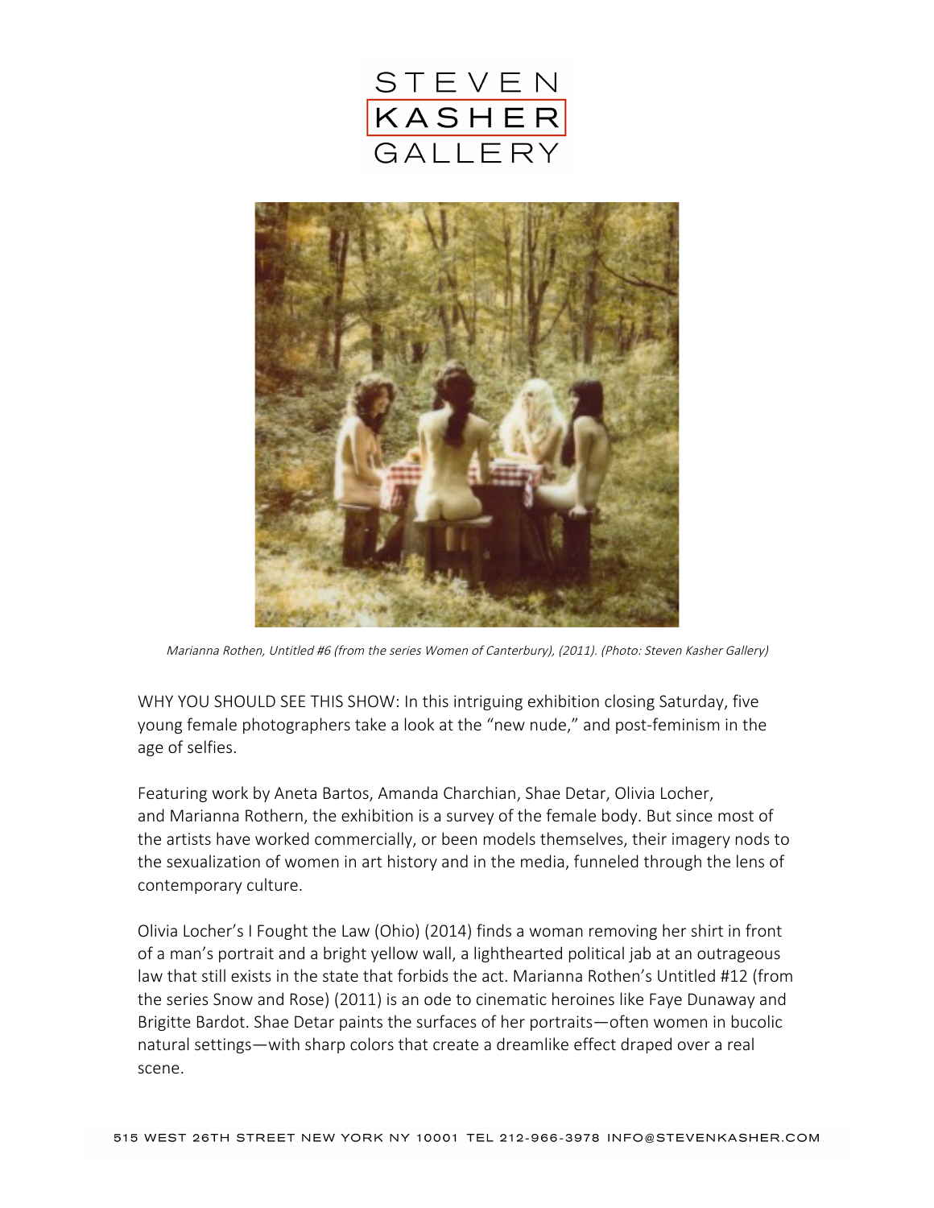Marianna Rothen, Untitled #6 (from the series Women of Canterbury), (2011). (Photo: Steven Kasher Gallery)

WHY YOU SHOULD SEE THIS SHOW: In this intriguing exhibition closing Saturday, five young female photographers take a look at the "new nude," and post-feminism in the age of selfies.

Featuring work by Aneta Bartos, Amanda Charchian, Shae Detar, Olivia Locher, and Marianna Rothern, the exhibition is a survey of the female body. But since most of the artists have worked commercially, or been models themselves, their imagery nods to the sexualization of women in art history and in the media, funneled through the lens of contemporary culture.

Olivia Locher's I Fought the Law (Ohio) (2014) finds a woman removing her shirt in front of a man's portrait and a bright yellow wall, a lighthearted political jab at an outrageous law that still exists in the state that forbids the act. Marianna Rothen's Untitled #12 (from the series Snow and Rose) (2011) is an ode to cinematic heroines like Faye Dunaway and Brigitte Bardot. Shae Detar paints the surfaces of her portraits—often women in bucolic natural settings—with sharp colors that create a dreamlike effect draped over a real scene.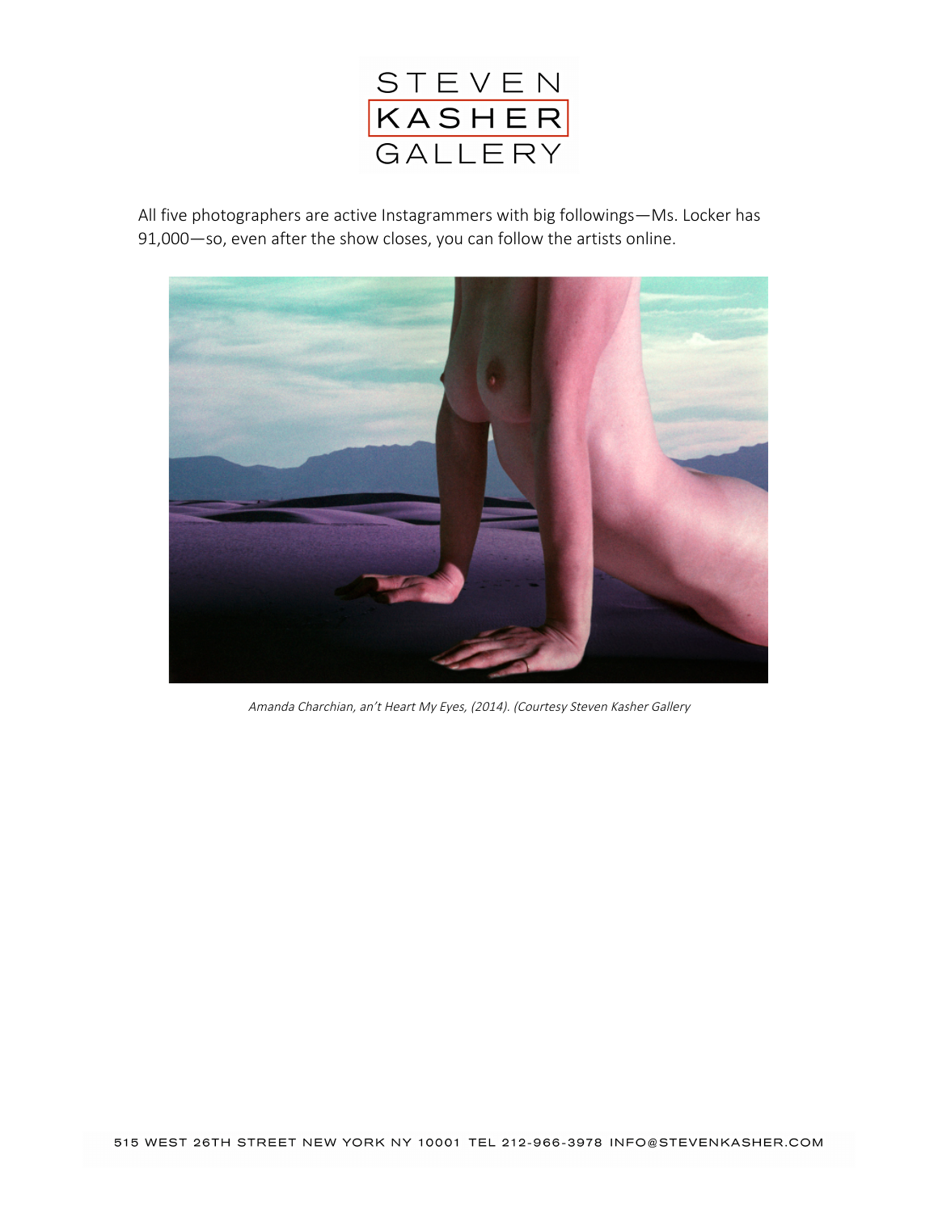All five photographers are active Instagrammers with big followings—Ms. Locker has 91,000—so, even after the show closes, you can follow the artists online.

*Amanda Charchian, an't Heart My Eyes, (2014). (Courtesy Steven Kasher Gallery*